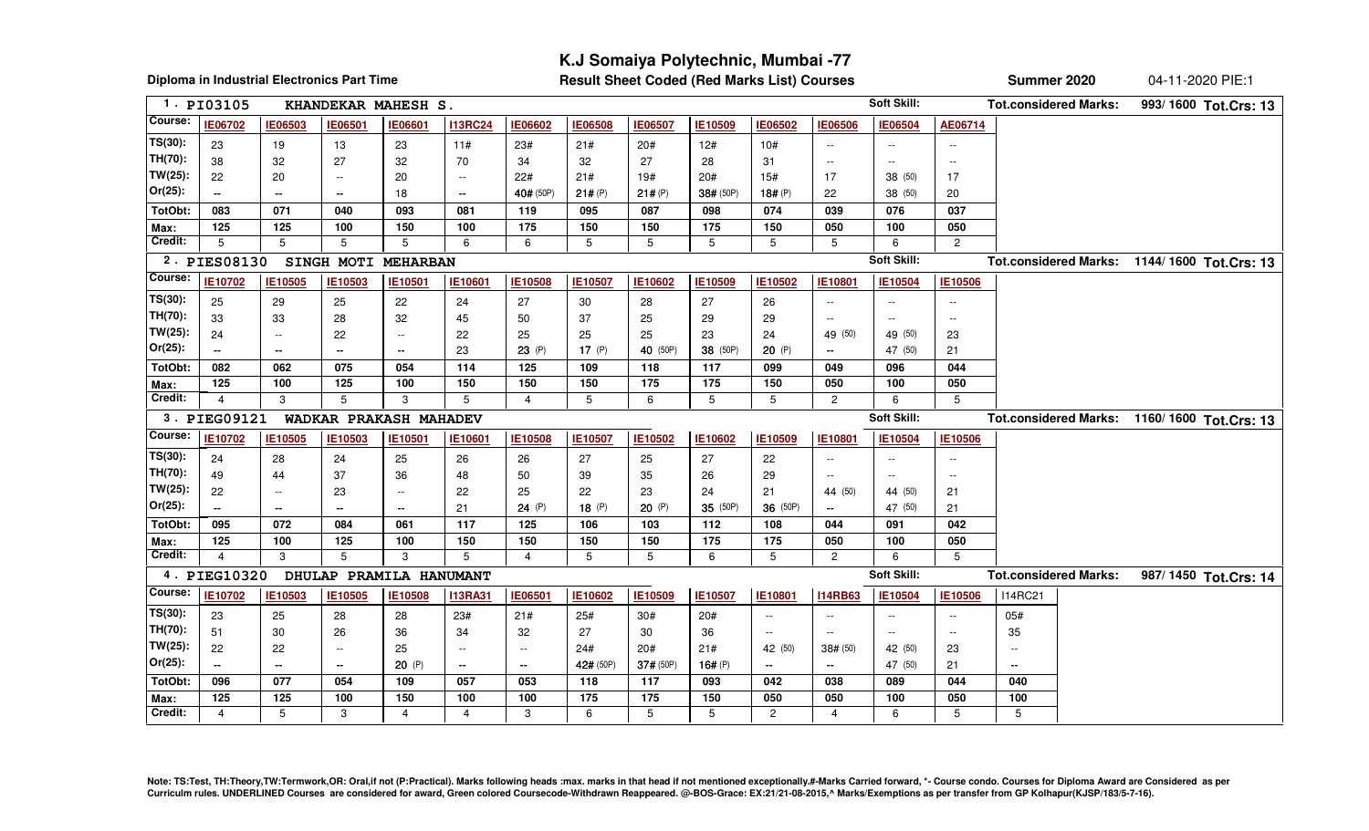# K.J Somaiya Polytechnic, Mumbai -77

**Diploma in Industrial Electronics Part Time** — **Result Sheet Coded (Red Marks List) Courses** — **Summer 2020** — 04-11-2020 PIE:1

## 1. PI03105 KHANDEKAR MAHESH S.

Soft Skill: | Tot.considered Marks: 993/ 1600 | Tot.Crs: 13

| Course: | IE06702 | IE06503 | IE06501 | IE06601 | I13RC24 | IE06602 | IE06508 | IE06507 | IE10509 | IE06502 | IE06506 | IE06504 | AE06714 |
|---|---|---|---|---|---|---|---|---|---|---|---|---|---|
| TS(30): | 23 | 19 | 13 | 23 | 11# | 23# | 21# | 20# | 12# | 10# | -- | -- | -- |
| TH(70): | 38 | 32 | 27 | 32 | 70 | 34 | 32 | 27 | 28 | 31 | -- | -- | -- |
| TW(25): | 22 | 20 | -- | 20 | -- | 22# | 21# | 19# | 20# | 15# | 17 | 38 (50) | 17 |
| Or(25): | -- | -- | -- | 18 | -- | 40# (50P) | 21# (P) | 21# (P) | 38# (50P) | 18# (P) | 22 | 38 (50) | 20 |
| TotObt: | 083 | 071 | 040 | 093 | 081 | 119 | 095 | 087 | 098 | 074 | 039 | 076 | 037 |
| Max: | 125 | 125 | 100 | 150 | 100 | 175 | 150 | 150 | 175 | 150 | 050 | 100 | 050 |
| Credit: | 5 | 5 | 5 | 5 | 6 | 6 | 5 | 5 | 5 | 5 | 5 | 6 | 2 |

## 2. PIES08130 SINGH MOTI MEHARBAN

Soft Skill: | Tot.considered Marks: 1144/ 1600 | Tot.Crs: 13

| Course: | IE10702 | IE10505 | IE10503 | IE10501 | IE10601 | IE10508 | IE10507 | IE10602 | IE10509 | IE10502 | IE10801 | IE10504 | IE10506 |
|---|---|---|---|---|---|---|---|---|---|---|---|---|---|
| TS(30): | 25 | 29 | 25 | 22 | 24 | 27 | 30 | 28 | 27 | 26 | -- | -- | -- |
| TH(70): | 33 | 33 | 28 | 32 | 45 | 50 | 37 | 25 | 29 | 29 | -- | -- | -- |
| TW(25): | 24 | -- | 22 | -- | 22 | 25 | 25 | 25 | 23 | 24 | 49 (50) | 49 (50) | 23 |
| Or(25): | -- | -- | -- | -- | 23 | 23 (P) | 17 (P) | 40 (50P) | 38 (50P) | 20 (P) | -- | 47 (50) | 21 |
| TotObt: | 082 | 062 | 075 | 054 | 114 | 125 | 109 | 118 | 117 | 099 | 049 | 096 | 044 |
| Max: | 125 | 100 | 125 | 100 | 150 | 150 | 150 | 175 | 175 | 150 | 050 | 100 | 050 |
| Credit: | 4 | 3 | 5 | 3 | 5 | 4 | 5 | 6 | 5 | 5 | 2 | 6 | 5 |

## 3. PIEG09121 WADKAR PRAKASH MAHADEV

Soft Skill: | Tot.considered Marks: 1160/ 1600 | Tot.Crs: 13

| Course: | IE10702 | IE10505 | IE10503 | IE10501 | IE10601 | IE10508 | IE10507 | IE10502 | IE10602 | IE10509 | IE10801 | IE10504 | IE10506 |
|---|---|---|---|---|---|---|---|---|---|---|---|---|---|
| TS(30): | 24 | 28 | 24 | 25 | 26 | 26 | 27 | 25 | 27 | 22 | -- | -- | -- |
| TH(70): | 49 | 44 | 37 | 36 | 48 | 50 | 39 | 35 | 26 | 29 | -- | -- | -- |
| TW(25): | 22 | -- | 23 | -- | 22 | 25 | 22 | 23 | 24 | 21 | 44 (50) | 44 (50) | 21 |
| Or(25): | -- | -- | -- | -- | 21 | 24 (P) | 18 (P) | 20 (P) | 35 (50P) | 36 (50P) | -- | 47 (50) | 21 |
| TotObt: | 095 | 072 | 084 | 061 | 117 | 125 | 106 | 103 | 112 | 108 | 044 | 091 | 042 |
| Max: | 125 | 100 | 125 | 100 | 150 | 150 | 150 | 150 | 175 | 175 | 050 | 100 | 050 |
| Credit: | 4 | 3 | 5 | 3 | 5 | 4 | 5 | 5 | 6 | 5 | 2 | 6 | 5 |

## 4. PIEG10320 DHULAP PRAMILA HANUMANT

Soft Skill: | Tot.considered Marks: 987/ 1450 | Tot.Crs: 14

| Course: | IE10702 | IE10503 | IE10505 | IE10508 | I13RA31 | IE06501 | IE10602 | IE10509 | IE10507 | IE10801 | I14RB63 | IE10504 | IE10506 | I14RC21 |
|---|---|---|---|---|---|---|---|---|---|---|---|---|---|---|
| TS(30): | 23 | 25 | 28 | 28 | 23# | 21# | 25# | 30# | 20# | -- | -- | -- | -- | 05# |
| TH(70): | 51 | 30 | 26 | 36 | 34 | 32 | 27 | 30 | 36 | -- | -- | -- | -- | 35 |
| TW(25): | 22 | 22 | -- | 25 | -- | -- | 24# | 20# | 21# | 42 (50) | 38# (50) | 42 (50) | 23 | -- |
| Or(25): | -- | -- | -- | 20 (P) | -- | -- | 42# (50P) | 37# (50P) | 16# (P) | -- | -- | 47 (50) | 21 | -- |
| TotObt: | 096 | 077 | 054 | 109 | 057 | 053 | 118 | 117 | 093 | 042 | 038 | 089 | 044 | 040 |
| Max: | 125 | 125 | 100 | 150 | 100 | 100 | 175 | 175 | 150 | 050 | 050 | 100 | 050 | 100 |
| Credit: | 4 | 5 | 3 | 4 | 4 | 3 | 6 | 5 | 5 | 2 | 4 | 6 | 5 | 5 |

**Note: TS:Test, TH:Theory,TW:Termwork,OR: Oral,if not (P:Practical). Marks following heads :max. marks in that head if not mentioned exceptionally.#-Marks Carried forward, \*- Course condo. Courses for Diploma Award are Considered as per Curriculm rules. UNDERLINED Courses are considered for award, Green colored Coursecode-Withdrawn Reappeared. @-BOS-Grace: EX:21/21-08-2015,^ Marks/Exemptions as per transfer from GP Kolhapur(KJSP/183/5-7-16).**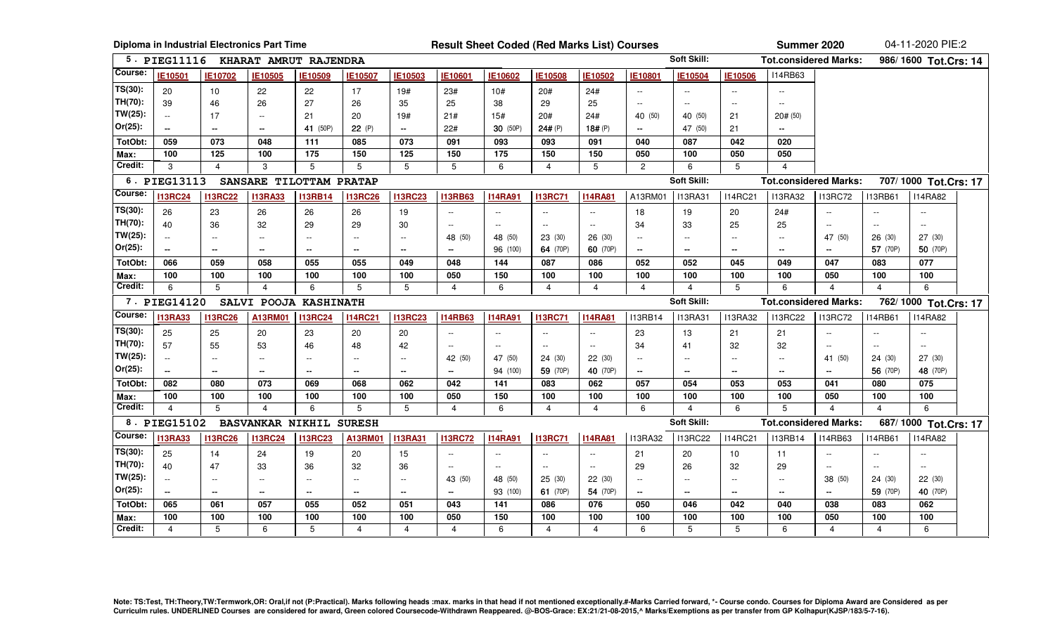**Diploma in Industrial Electronics Part Time** | **Result Sheet Coded (Red Marks List) Courses** | **Summer 2020** | 04-11-2020 PIE:2

## 5. PIEG11116 KHARAT AMRUT RAJENDRA

Soft Skill: | Tot.considered Marks: 986/ 1600 | Tot.Crs: 14

| Course: | IE10501 | IE10702 | IE10505 | IE10509 | IE10507 | IE10503 | IE10601 | IE10602 | IE10508 | IE10502 | IE10801 | IE10504 | IE10506 | I14RB63 |
|---|---|---|---|---|---|---|---|---|---|---|---|---|---|---|
| TS(30): | 20 | 10 | 22 | 22 | 17 | 19# | 23# | 10# | 20# | 24# | -- | -- | -- | -- |
| TH(70): | 39 | 46 | 26 | 27 | 26 | 35 | 25 | 38 | 29 | 25 | -- | -- | -- | -- |
| TW(25): | -- | 17 | -- | 21 | 20 | 19# | 21# | 15# | 20# | 24# | 40 (50) | 40 (50) | 21 | 20# (50) |
| Or(25): | -- | -- | -- | 41 (50P) | 22 (P) | -- | 22# | 30 (50P) | 24# (P) | 18# (P) | -- | 47 (50) | 21 | -- |
| TotObt: | 059 | 073 | 048 | 111 | 085 | 073 | 091 | 093 | 093 | 091 | 040 | 087 | 042 | 020 |
| Max: | 100 | 125 | 100 | 175 | 150 | 125 | 150 | 175 | 150 | 150 | 050 | 100 | 050 | 050 |
| Credit: | 3 | 4 | 3 | 5 | 5 | 5 | 5 | 6 | 4 | 5 | 2 | 6 | 5 | 4 |

## 6. PIEG13113 SANSARE TILOTTAM PRATAP

Soft Skill: | Tot.considered Marks: 707/ 1000 | Tot.Crs: 17

| Course: | I13RC24 | I13RC22 | I13RA33 | I13RB14 | I13RC26 | I13RC23 | I13RB63 | I14RA91 | I13RC71 | I14RA81 | A13RM01 | I13RA31 | I14RC21 | I13RA32 | I13RC72 | I13RB61 | I14RA82 |
|---|---|---|---|---|---|---|---|---|---|---|---|---|---|---|---|---|---|
| TS(30): | 26 | 23 | 26 | 26 | 26 | 19 | -- | -- | -- | -- | 18 | 19 | 20 | 24# | -- | -- | -- |
| TH(70): | 40 | 36 | 32 | 29 | 29 | 30 | -- | -- | -- | -- | 34 | 33 | 25 | 25 | -- | -- | -- |
| TW(25): | -- | -- | -- | -- | -- | -- | 48 (50) | 48 (50) | 23 (30) | 26 (30) | -- | -- | -- | -- | 47 (50) | 26 (30) | 27 (30) |
| Or(25): | -- | -- | -- | -- | -- | -- | -- | 96 (100) | 64 (70P) | 60 (70P) | -- | -- | -- | -- | -- | 57 (70P) | 50 (70P) |
| TotObt: | 066 | 059 | 058 | 055 | 055 | 049 | 048 | 144 | 087 | 086 | 052 | 052 | 045 | 049 | 047 | 083 | 077 |
| Max: | 100 | 100 | 100 | 100 | 100 | 100 | 050 | 150 | 100 | 100 | 100 | 100 | 100 | 100 | 050 | 100 | 100 |
| Credit: | 6 | 5 | 4 | 6 | 5 | 5 | 4 | 6 | 4 | 4 | 4 | 4 | 5 | 6 | 4 | 4 | 6 |

## 7. PIEG14120 SALVI POOJA KASHINATH

Soft Skill: | Tot.considered Marks: 762/ 1000 | Tot.Crs: 17

| Course: | I13RA33 | I13RC26 | A13RM01 | I13RC24 | I14RC21 | I13RC23 | I14RB63 | I14RA91 | I13RC71 | I14RA81 | I13RB14 | I13RA31 | I13RA32 | I13RC22 | I13RC72 | I14RB61 | I14RA82 |
|---|---|---|---|---|---|---|---|---|---|---|---|---|---|---|---|---|---|
| TS(30): | 25 | 25 | 20 | 23 | 20 | 20 | -- | -- | -- | -- | 23 | 13 | 21 | 21 | -- | -- | -- |
| TH(70): | 57 | 55 | 53 | 46 | 48 | 42 | -- | -- | -- | -- | 34 | 41 | 32 | 32 | -- | -- | -- |
| TW(25): | -- | -- | -- | -- | -- | -- | 42 (50) | 47 (50) | 24 (30) | 22 (30) | -- | -- | -- | -- | 41 (50) | 24 (30) | 27 (30) |
| Or(25): | -- | -- | -- | -- | -- | -- | -- | 94 (100) | 59 (70P) | 40 (70P) | -- | -- | -- | -- | -- | 56 (70P) | 48 (70P) |
| TotObt: | 082 | 080 | 073 | 069 | 068 | 062 | 042 | 141 | 083 | 062 | 057 | 054 | 053 | 053 | 041 | 080 | 075 |
| Max: | 100 | 100 | 100 | 100 | 100 | 100 | 050 | 150 | 100 | 100 | 100 | 100 | 100 | 100 | 050 | 100 | 100 |
| Credit: | 4 | 5 | 4 | 6 | 5 | 5 | 4 | 6 | 4 | 4 | 6 | 4 | 6 | 5 | 4 | 4 | 6 |

## 8. PIEG15102 BASVANKAR NIKHIL SURESH

Soft Skill: | Tot.considered Marks: 687/ 1000 | Tot.Crs: 17

| Course: | I13RA33 | I13RC26 | I13RC24 | I13RC23 | A13RM01 | I13RA31 | I13RC72 | I14RA91 | I13RC71 | I14RA81 | I13RA32 | I13RC22 | I14RC21 | I13RB14 | I14RB63 | I14RB61 | I14RA82 |
|---|---|---|---|---|---|---|---|---|---|---|---|---|---|---|---|---|---|
| TS(30): | 25 | 14 | 24 | 19 | 20 | 15 | -- | -- | -- | -- | 21 | 20 | 10 | 11 | -- | -- | -- |
| TH(70): | 40 | 47 | 33 | 36 | 32 | 36 | -- | -- | -- | -- | 29 | 26 | 32 | 29 | -- | -- | -- |
| TW(25): | -- | -- | -- | -- | -- | -- | 43 (50) | 48 (50) | 25 (30) | 22 (30) | -- | -- | -- | -- | 38 (50) | 24 (30) | 22 (30) |
| Or(25): | -- | -- | -- | -- | -- | -- | -- | 93 (100) | 61 (70P) | 54 (70P) | -- | -- | -- | -- | -- | 59 (70P) | 40 (70P) |
| TotObt: | 065 | 061 | 057 | 055 | 052 | 051 | 043 | 141 | 086 | 076 | 050 | 046 | 042 | 040 | 038 | 083 | 062 |
| Max: | 100 | 100 | 100 | 100 | 100 | 100 | 050 | 150 | 100 | 100 | 100 | 100 | 100 | 100 | 050 | 100 | 100 |
| Credit: | 4 | 5 | 6 | 5 | 4 | 4 | 4 | 6 | 4 | 4 | 6 | 5 | 5 | 6 | 4 | 4 | 6 |

Note: TS:Test, TH:Theory,TW:Termwork,OR: Oral,if not (P:Practical). Marks following heads :max. marks in that head if not mentioned exceptionally.#-Marks Carried forward, *- Course condo. Courses for Diploma Award are Considered as per Curriculm rules. UNDERLINED Courses are considered for award, Green colored Coursecode-Withdrawn Reappeared. @-BOS-Grace: EX:21/21-08-2015,^ Marks/Exemptions as per transfer from GP Kolhapur(KJSP/183/5-7-16).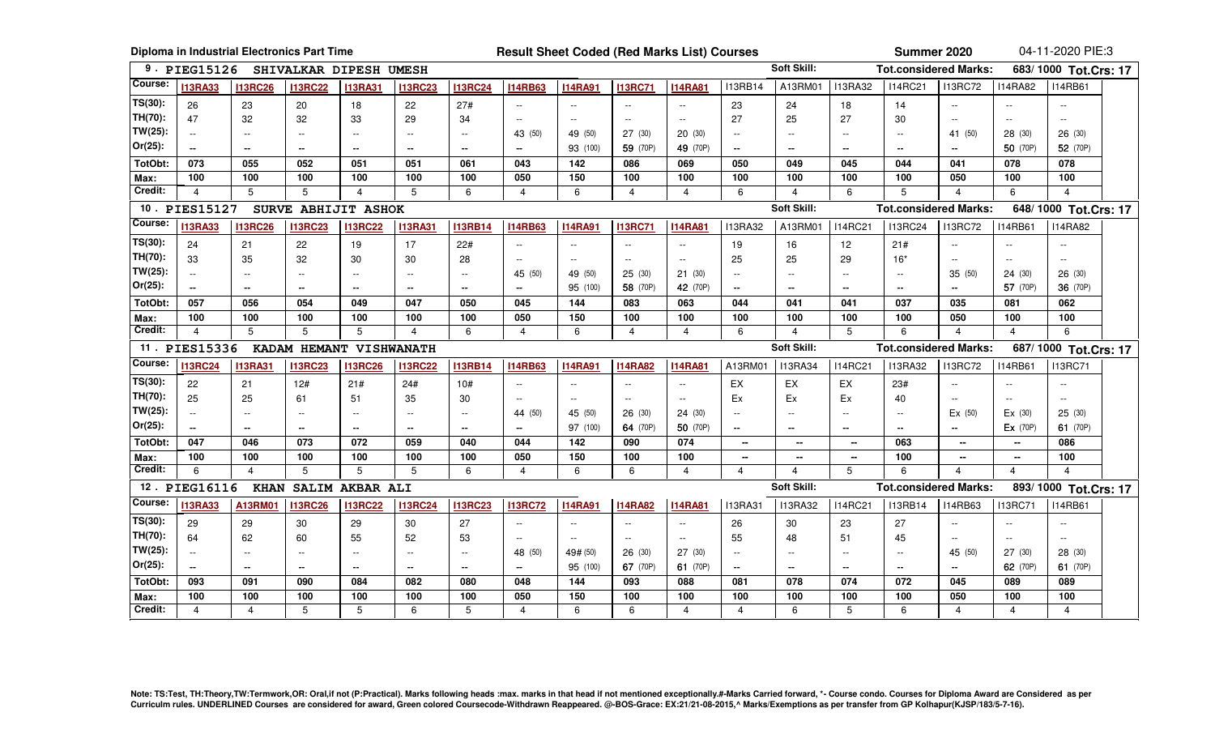**Diploma in Industrial Electronics Part Time** — **Result Sheet Coded (Red Marks List) Courses** — **Summer 2020** — 04-11-2020 PIE:3

**9 . PIEG15126 SHIVALKAR DIPESH UMESH** — Soft Skill: — Tot.considered Marks: 683/ 1000 Tot.Crs: 17

| Course: | I13RA33 | I13RC26 | I13RC22 | I13RA31 | I13RC23 | I13RC24 | I14RB63 | I14RA91 | I13RC71 | I14RA81 | I13RB14 | A13RM01 | I13RA32 | I14RC21 | I13RC72 | I14RA82 | I14RB61 |
|---|---|---|---|---|---|---|---|---|---|---|---|---|---|---|---|---|---|
| TS(30): | 26 | 23 | 20 | 18 | 22 | 27# | -- | -- | -- | -- | 23 | 24 | 18 | 14 | -- | -- | -- |
| TH(70): | 47 | 32 | 32 | 33 | 29 | 34 | -- | -- | -- | -- | 27 | 25 | 27 | 30 | -- | -- | -- |
| TW(25): | -- | -- | -- | -- | -- | -- | 43 (50) | 49 (50) | 27 (30) | 20 (30) | -- | -- | -- | -- | 41 (50) | 28 (30) | 26 (30) |
| Or(25): | -- | -- | -- | -- | -- | -- | -- | 93 (100) | 59 (70P) | 49 (70P) | -- | -- | -- | -- | -- | 50 (70P) | 52 (70P) |
| TotObt: | 073 | 055 | 052 | 051 | 051 | 061 | 043 | 142 | 086 | 069 | 050 | 049 | 045 | 044 | 041 | 078 | 078 |
| Max: | 100 | 100 | 100 | 100 | 100 | 100 | 050 | 150 | 100 | 100 | 100 | 100 | 100 | 100 | 050 | 100 | 100 |
| Credit: | 4 | 5 | 5 | 4 | 5 | 6 | 4 | 6 | 4 | 4 | 6 | 4 | 6 | 5 | 4 | 6 | 4 |

**10 . PIES15127 SURVE ABHIJIT ASHOK** — Soft Skill: — Tot.considered Marks: 648/ 1000 Tot.Crs: 17

| Course: | I13RA33 | I13RC26 | I13RC23 | I13RC22 | I13RA31 | I13RB14 | I14RB63 | I14RA91 | I13RC71 | I14RA81 | I13RA32 | A13RM01 | I14RC21 | I13RC24 | I13RC72 | I14RB61 | I14RA82 |
|---|---|---|---|---|---|---|---|---|---|---|---|---|---|---|---|---|---|
| TS(30): | 24 | 21 | 22 | 19 | 17 | 22# | -- | -- | -- | -- | 19 | 16 | 12 | 21# | -- | -- | -- |
| TH(70): | 33 | 35 | 32 | 30 | 30 | 28 | -- | -- | -- | -- | 25 | 25 | 29 | 16* | -- | -- | -- |
| TW(25): | -- | -- | -- | -- | -- | -- | 45 (50) | 49 (50) | 25 (30) | 21 (30) | -- | -- | -- | -- | 35 (50) | 24 (30) | 26 (30) |
| Or(25): | -- | -- | -- | -- | -- | -- | -- | 95 (100) | 58 (70P) | 42 (70P) | -- | -- | -- | -- | -- | 57 (70P) | 36 (70P) |
| TotObt: | 057 | 056 | 054 | 049 | 047 | 050 | 045 | 144 | 083 | 063 | 044 | 041 | 041 | 037 | 035 | 081 | 062 |
| Max: | 100 | 100 | 100 | 100 | 100 | 100 | 050 | 150 | 100 | 100 | 100 | 100 | 100 | 100 | 050 | 100 | 100 |
| Credit: | 4 | 5 | 5 | 5 | 4 | 6 | 4 | 6 | 4 | 4 | 6 | 4 | 5 | 6 | 4 | 4 | 6 |

**11 . PIES15336 KADAM HEMANT VISHWANATH** — Soft Skill: — Tot.considered Marks: 687/ 1000 Tot.Crs: 17

| Course: | I13RC24 | I13RA31 | I13RC23 | I13RC26 | I13RC22 | I13RB14 | I14RB63 | I14RA91 | I14RA82 | I14RA81 | A13RM01 | I13RA34 | I14RC21 | I13RA32 | I13RC72 | I14RB61 | I13RC71 |
|---|---|---|---|---|---|---|---|---|---|---|---|---|---|---|---|---|---|
| TS(30): | 22 | 21 | 12# | 21# | 24# | 10# | -- | -- | -- | -- | EX | EX | EX | 23# | -- | -- | -- |
| TH(70): | 25 | 25 | 61 | 51 | 35 | 30 | -- | -- | -- | -- | Ex | Ex | Ex | 40 | -- | -- | -- |
| TW(25): | -- | -- | -- | -- | -- | -- | 44 (50) | 45 (50) | 26 (30) | 24 (30) | -- | -- | -- | -- | Ex (50) | Ex (30) | 25 (30) |
| Or(25): | -- | -- | -- | -- | -- | -- | -- | 97 (100) | 64 (70P) | 50 (70P) | -- | -- | -- | -- | -- | Ex (70P) | 61 (70P) |
| TotObt: | 047 | 046 | 073 | 072 | 059 | 040 | 044 | 142 | 090 | 074 | -- | -- | -- | 063 | -- | -- | 086 |
| Max: | 100 | 100 | 100 | 100 | 100 | 100 | 050 | 150 | 100 | 100 | -- | -- | -- | 100 | -- | -- | 100 |
| Credit: | 6 | 4 | 5 | 5 | 5 | 6 | 4 | 6 | 6 | 4 | 4 | 4 | 5 | 6 | 4 | 4 | 4 |

**12 . PIEG16116 KHAN SALIM AKBAR ALI** — Soft Skill: — Tot.considered Marks: 893/ 1000 Tot.Crs: 17

| Course: | I13RA33 | A13RM01 | I13RC26 | I13RC22 | I13RC24 | I13RC23 | I13RC72 | I14RA91 | I14RA82 | I14RA81 | I13RA31 | I13RA32 | I14RC21 | I13RB14 | I14RB63 | I13RC71 | I14RB61 |
|---|---|---|---|---|---|---|---|---|---|---|---|---|---|---|---|---|---|
| TS(30): | 29 | 29 | 30 | 29 | 30 | 27 | -- | -- | -- | -- | 26 | 30 | 23 | 27 | -- | -- | -- |
| TH(70): | 64 | 62 | 60 | 55 | 52 | 53 | -- | -- | -- | -- | 55 | 48 | 51 | 45 | -- | -- | -- |
| TW(25): | -- | -- | -- | -- | -- | -- | 48 (50) | 49# (50) | 26 (30) | 27 (30) | -- | -- | -- | -- | 45 (50) | 27 (30) | 28 (30) |
| Or(25): | -- | -- | -- | -- | -- | -- | -- | 95 (100) | 67 (70P) | 61 (70P) | -- | -- | -- | -- | -- | 62 (70P) | 61 (70P) |
| TotObt: | 093 | 091 | 090 | 084 | 082 | 080 | 048 | 144 | 093 | 088 | 081 | 078 | 074 | 072 | 045 | 089 | 089 |
| Max: | 100 | 100 | 100 | 100 | 100 | 100 | 050 | 150 | 100 | 100 | 100 | 100 | 100 | 100 | 050 | 100 | 100 |
| Credit: | 4 | 4 | 5 | 5 | 6 | 5 | 4 | 6 | 6 | 4 | 4 | 6 | 5 | 6 | 4 | 4 | 4 |

Note: TS:Test, TH:Theory,TW:Termwork,OR: Oral,if not (P:Practical). Marks following heads :max. marks in that head if not mentioned exceptionally.#-Marks Carried forward, *- Course condo. Courses for Diploma Award are Considered as per Curriculm rules. UNDERLINED Courses are considered for award, Green colored Coursecode-Withdrawn Reappeared. @-BOS-Grace: EX:21/21-08-2015,^ Marks/Exemptions as per transfer from GP Kolhapur(KJSP/183/5-7-16).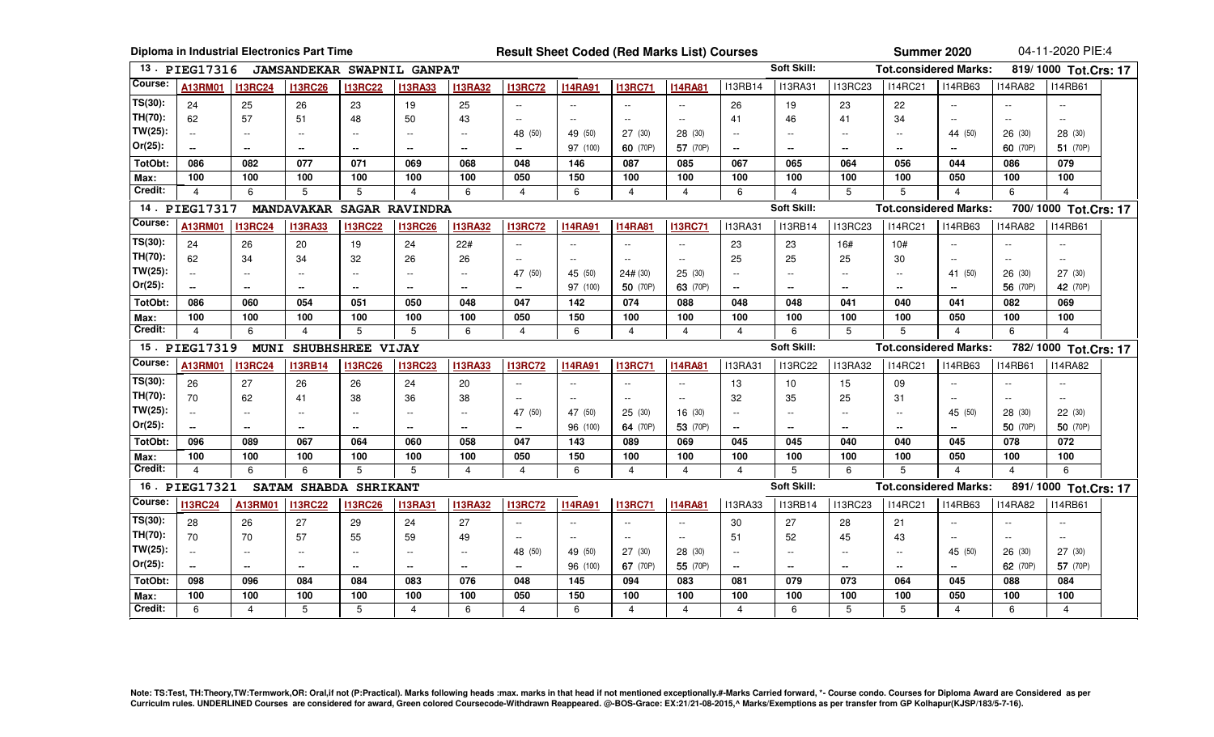Diploma in Industrial Electronics Part Time — Result Sheet Coded (Red Marks List) Courses — Summer 2020 — 04-11-2020 PIE:4

**13 . PIEG17316 JAMSANDEKAR SWAPNIL GANPAT** — Soft Skill: — Tot.considered Marks: 819/ 1000 Tot.Crs: 17

| Course: | A13RM01 | I13RC24 | I13RC26 | I13RC22 | I13RA33 | I13RA32 | I13RC72 | I14RA91 | I13RC71 | I14RA81 | I13RB14 | I13RA31 | I13RC23 | I14RC21 | I14RB63 | I14RA82 | I14RB61 |
|---|---|---|---|---|---|---|---|---|---|---|---|---|---|---|---|---|---|
| TS(30): | 24 | 25 | 26 | 23 | 19 | 25 | -- | -- | -- | -- | 26 | 19 | 23 | 22 | -- | -- | -- |
| TH(70): | 62 | 57 | 51 | 48 | 50 | 43 | -- | -- | -- | -- | 41 | 46 | 41 | 34 | -- | -- | -- |
| TW(25): | -- | -- | -- | -- | -- | -- | 48 (50) | 49 (50) | 27 (30) | 28 (30) | -- | -- | -- | -- | 44 (50) | 26 (30) | 28 (30) |
| Or(25): | -- | -- | -- | -- | -- | -- | -- | 97 (100) | 60 (70P) | 57 (70P) | -- | -- | -- | -- | -- | 60 (70P) | 51 (70P) |
| TotObt: | 086 | 082 | 077 | 071 | 069 | 068 | 048 | 146 | 087 | 085 | 067 | 065 | 064 | 056 | 044 | 086 | 079 |
| Max: | 100 | 100 | 100 | 100 | 100 | 100 | 050 | 150 | 100 | 100 | 100 | 100 | 100 | 100 | 050 | 100 | 100 |
| Credit: | 4 | 6 | 5 | 5 | 4 | 6 | 4 | 6 | 4 | 4 | 6 | 4 | 5 | 5 | 4 | 6 | 4 |

**14 . PIEG17317 MANDAVAKAR SAGAR RAVINDRA** — Soft Skill: — Tot.considered Marks: 700/ 1000 Tot.Crs: 17

| Course: | A13RM01 | I13RC24 | I13RA33 | I13RC22 | I13RC26 | I13RA32 | I13RC72 | I14RA91 | I14RA81 | I13RC71 | I13RA31 | I13RB14 | I13RC23 | I14RC21 | I14RB63 | I14RA82 | I14RB61 |
|---|---|---|---|---|---|---|---|---|---|---|---|---|---|---|---|---|---|
| TS(30): | 24 | 26 | 20 | 19 | 24 | 22# | -- | -- | -- | -- | 23 | 23 | 16# | 10# | -- | -- | -- |
| TH(70): | 62 | 34 | 34 | 32 | 26 | 26 | -- | -- | -- | -- | 25 | 25 | 25 | 30 | -- | -- | -- |
| TW(25): | -- | -- | -- | -- | -- | -- | 47 (50) | 45 (50) | 24# (30) | 25 (30) | -- | -- | -- | -- | 41 (50) | 26 (30) | 27 (30) |
| Or(25): | -- | -- | -- | -- | -- | -- | -- | 97 (100) | 50 (70P) | 63 (70P) | -- | -- | -- | -- | -- | 56 (70P) | 42 (70P) |
| TotObt: | 086 | 060 | 054 | 051 | 050 | 048 | 047 | 142 | 074 | 088 | 048 | 048 | 041 | 040 | 041 | 082 | 069 |
| Max: | 100 | 100 | 100 | 100 | 100 | 100 | 050 | 150 | 100 | 100 | 100 | 100 | 100 | 100 | 050 | 100 | 100 |
| Credit: | 4 | 6 | 4 | 5 | 5 | 6 | 4 | 6 | 4 | 4 | 4 | 6 | 5 | 5 | 4 | 6 | 4 |

**15 . PIEG17319 MUNI SHUBHSHREE VIJAY** — Soft Skill: — Tot.considered Marks: 782/ 1000 Tot.Crs: 17

| Course: | A13RM01 | I13RC24 | I13RB14 | I13RC26 | I13RC23 | I13RA33 | I13RC72 | I14RA91 | I13RC71 | I14RA81 | I13RA31 | I13RC22 | I13RA32 | I14RC21 | I14RB63 | I14RB61 | I14RA82 |
|---|---|---|---|---|---|---|---|---|---|---|---|---|---|---|---|---|---|
| TS(30): | 26 | 27 | 26 | 26 | 24 | 20 | -- | -- | -- | -- | 13 | 10 | 15 | 09 | -- | -- | -- |
| TH(70): | 70 | 62 | 41 | 38 | 36 | 38 | -- | -- | -- | -- | 32 | 35 | 25 | 31 | -- | -- | -- |
| TW(25): | -- | -- | -- | -- | -- | -- | 47 (50) | 47 (50) | 25 (30) | 16 (30) | -- | -- | -- | -- | 45 (50) | 28 (30) | 22 (30) |
| Or(25): | -- | -- | -- | -- | -- | -- | -- | 96 (100) | 64 (70P) | 53 (70P) | -- | -- | -- | -- | -- | 50 (70P) | 50 (70P) |
| TotObt: | 096 | 089 | 067 | 064 | 060 | 058 | 047 | 143 | 089 | 069 | 045 | 045 | 040 | 040 | 045 | 078 | 072 |
| Max: | 100 | 100 | 100 | 100 | 100 | 100 | 050 | 150 | 100 | 100 | 100 | 100 | 100 | 100 | 050 | 100 | 100 |
| Credit: | 4 | 6 | 6 | 5 | 5 | 4 | 4 | 6 | 4 | 4 | 4 | 5 | 6 | 5 | 4 | 4 | 6 |

**16 . PIEG17321 SATAM SHABDA SHRIKANT** — Soft Skill: — Tot.considered Marks: 891/ 1000 Tot.Crs: 17

| Course: | I13RC24 | A13RM01 | I13RC22 | I13RC26 | I13RA31 | I13RA32 | I13RC72 | I14RA91 | I13RC71 | I14RA81 | I13RA33 | I13RB14 | I13RC23 | I14RC21 | I14RB63 | I14RA82 | I14RB61 |
|---|---|---|---|---|---|---|---|---|---|---|---|---|---|---|---|---|---|
| TS(30): | 28 | 26 | 27 | 29 | 24 | 27 | -- | -- | -- | -- | 30 | 27 | 28 | 21 | -- | -- | -- |
| TH(70): | 70 | 70 | 57 | 55 | 59 | 49 | -- | -- | -- | -- | 51 | 52 | 45 | 43 | -- | -- | -- |
| TW(25): | -- | -- | -- | -- | -- | -- | 48 (50) | 49 (50) | 27 (30) | 28 (30) | -- | -- | -- | -- | 45 (50) | 26 (30) | 27 (30) |
| Or(25): | -- | -- | -- | -- | -- | -- | -- | 96 (100) | 67 (70P) | 55 (70P) | -- | -- | -- | -- | -- | 62 (70P) | 57 (70P) |
| TotObt: | 098 | 096 | 084 | 084 | 083 | 076 | 048 | 145 | 094 | 083 | 081 | 079 | 073 | 064 | 045 | 088 | 084 |
| Max: | 100 | 100 | 100 | 100 | 100 | 100 | 050 | 150 | 100 | 100 | 100 | 100 | 100 | 100 | 050 | 100 | 100 |
| Credit: | 6 | 4 | 5 | 5 | 4 | 6 | 4 | 6 | 4 | 4 | 4 | 6 | 5 | 5 | 4 | 6 | 4 |

Note: TS:Test, TH:Theory,TW:Termwork,OR: Oral,if not (P:Practical). Marks following heads :max. marks in that head if not mentioned exceptionally.#-Marks Carried forward, *- Course condo. Courses for Diploma Award are Considered as per Curriculm rules. UNDERLINED Courses are considered for award, Green colored Coursecode-Withdrawn Reappeared. @-BOS-Grace: EX:21/21-08-2015,^ Marks/Exemptions as per transfer from GP Kolhapur(KJSP/183/5-7-16).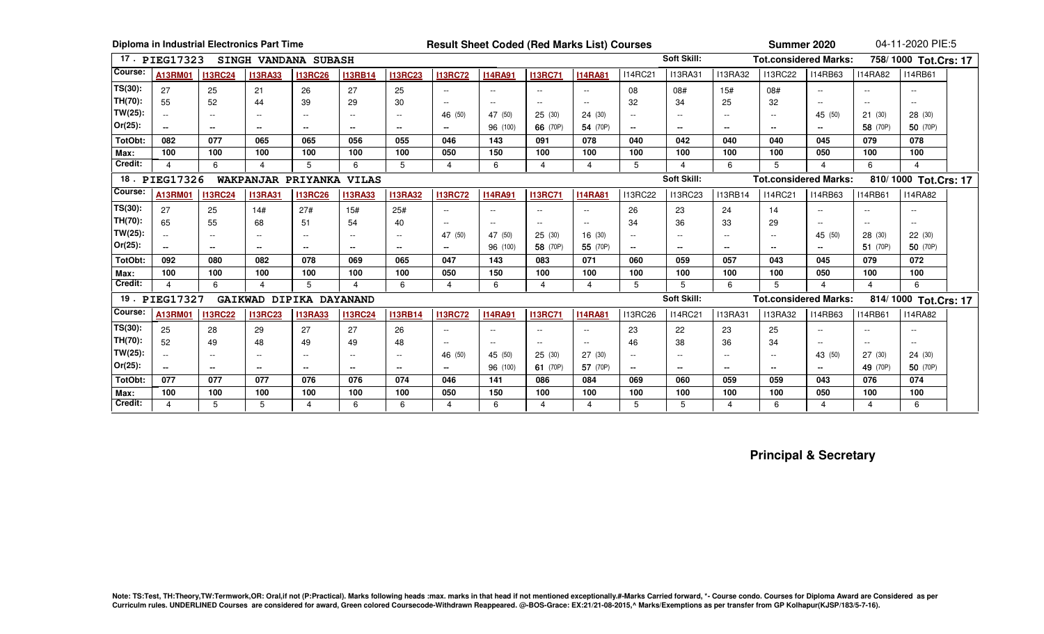Diploma in Industrial Electronics Part Time | Result Sheet Coded (Red Marks List) Courses | Summer 2020 | 04-11-2020 PIE:5

**17 . PIEG17323 SINGH VANDANA SUBASH** — Soft Skill: — Tot.considered Marks: 758/ 1000 Tot.Crs: 17

| Course: | A13RM01 | I13RC24 | I13RA33 | I13RC26 | I13RB14 | I13RC23 | I13RC72 | I14RA91 | I13RC71 | I14RA81 | I14RC21 | I13RA31 | I13RA32 | I13RC22 | I14RB63 | I14RA82 | I14RB61 |
|---|---|---|---|---|---|---|---|---|---|---|---|---|---|---|---|---|---|
| TS(30): | 27 | 25 | 21 | 26 | 27 | 25 | -- | -- | -- | -- | 08 | 08# | 15# | 08# | -- | -- | -- |
| TH(70): | 55 | 52 | 44 | 39 | 29 | 30 | -- | -- | -- | -- | 32 | 34 | 25 | 32 | -- | -- | -- |
| TW(25): | -- | -- | -- | -- | -- | -- | 46 (50) | 47 (50) | 25 (30) | 24 (30) | -- | -- | -- | -- | 45 (50) | 21 (30) | 28 (30) |
| Or(25): | -- | -- | -- | -- | -- | -- | -- | 96 (100) | 66 (70P) | 54 (70P) | -- | -- | -- | -- | -- | 58 (70P) | 50 (70P) |
| TotObt: | 082 | 077 | 065 | 065 | 056 | 055 | 046 | 143 | 091 | 078 | 040 | 042 | 040 | 040 | 045 | 079 | 078 |
| Max: | 100 | 100 | 100 | 100 | 100 | 100 | 050 | 150 | 100 | 100 | 100 | 100 | 100 | 100 | 050 | 100 | 100 |
| Credit: | 4 | 6 | 4 | 5 | 6 | 5 | 4 | 6 | 4 | 4 | 5 | 4 | 6 | 5 | 4 | 6 | 4 |

**18 . PIEG17326 WAKPANJAR PRIYANKA VILAS** — Soft Skill: — Tot.considered Marks: 810/ 1000 Tot.Crs: 17

| Course: | A13RM01 | I13RC24 | I13RA31 | I13RC26 | I13RA33 | I13RA32 | I13RC72 | I14RA91 | I13RC71 | I14RA81 | I13RC22 | I13RC23 | I13RB14 | I14RC21 | I14RB63 | I14RB61 | I14RA82 |
|---|---|---|---|---|---|---|---|---|---|---|---|---|---|---|---|---|---|
| TS(30): | 27 | 25 | 14# | 27# | 15# | 25# | -- | -- | -- | -- | 26 | 23 | 24 | 14 | -- | -- | -- |
| TH(70): | 65 | 55 | 68 | 51 | 54 | 40 | -- | -- | -- | -- | 34 | 36 | 33 | 29 | -- | -- | -- |
| TW(25): | -- | -- | -- | -- | -- | -- | 47 (50) | 47 (50) | 25 (30) | 16 (30) | -- | -- | -- | -- | 45 (50) | 28 (30) | 22 (30) |
| Or(25): | -- | -- | -- | -- | -- | -- | -- | 96 (100) | 58 (70P) | 55 (70P) | -- | -- | -- | -- | -- | 51 (70P) | 50 (70P) |
| TotObt: | 092 | 080 | 082 | 078 | 069 | 065 | 047 | 143 | 083 | 071 | 060 | 059 | 057 | 043 | 045 | 079 | 072 |
| Max: | 100 | 100 | 100 | 100 | 100 | 100 | 050 | 150 | 100 | 100 | 100 | 100 | 100 | 100 | 050 | 100 | 100 |
| Credit: | 4 | 6 | 4 | 5 | 4 | 6 | 4 | 6 | 4 | 4 | 5 | 5 | 6 | 5 | 4 | 4 | 6 |

**19 . PIEG17327 GAIKWAD DIPIKA DAYANAND** — Soft Skill: — Tot.considered Marks: 814/ 1000 Tot.Crs: 17

| Course: | A13RM01 | I13RC22 | I13RC23 | I13RA33 | I13RC24 | I13RB14 | I13RC72 | I14RA91 | I13RC71 | I14RA81 | I13RC26 | I14RC21 | I13RA31 | I13RA32 | I14RB63 | I14RB61 | I14RA82 |
|---|---|---|---|---|---|---|---|---|---|---|---|---|---|---|---|---|---|
| TS(30): | 25 | 28 | 29 | 27 | 27 | 26 | -- | -- | -- | -- | 23 | 22 | 23 | 25 | -- | -- | -- |
| TH(70): | 52 | 49 | 48 | 49 | 49 | 48 | -- | -- | -- | -- | 46 | 38 | 36 | 34 | -- | -- | -- |
| TW(25): | -- | -- | -- | -- | -- | -- | 46 (50) | 45 (50) | 25 (30) | 27 (30) | -- | -- | -- | -- | 43 (50) | 27 (30) | 24 (30) |
| Or(25): | -- | -- | -- | -- | -- | -- | -- | 96 (100) | 61 (70P) | 57 (70P) | -- | -- | -- | -- | -- | 49 (70P) | 50 (70P) |
| TotObt: | 077 | 077 | 077 | 076 | 076 | 074 | 046 | 141 | 086 | 084 | 069 | 060 | 059 | 059 | 043 | 076 | 074 |
| Max: | 100 | 100 | 100 | 100 | 100 | 100 | 050 | 150 | 100 | 100 | 100 | 100 | 100 | 100 | 050 | 100 | 100 |
| Credit: | 4 | 5 | 5 | 4 | 6 | 6 | 4 | 6 | 4 | 4 | 5 | 5 | 4 | 6 | 4 | 4 | 6 |

**Principal & Secretary**

Note: TS:Test, TH:Theory,TW:Termwork,OR: Oral,if not (P:Practical). Marks following heads :max. marks in that head if not mentioned exceptionally.#-Marks Carried forward, *- Course condo. Courses for Diploma Award are Considered as per Curriculm rules. UNDERLINED Courses are considered for award, Green colored Coursecode-Withdrawn Reappeared. @-BOS-Grace: EX:21/21-08-2015,^ Marks/Exemptions as per transfer from GP Kolhapur(KJSP/183/5-7-16).